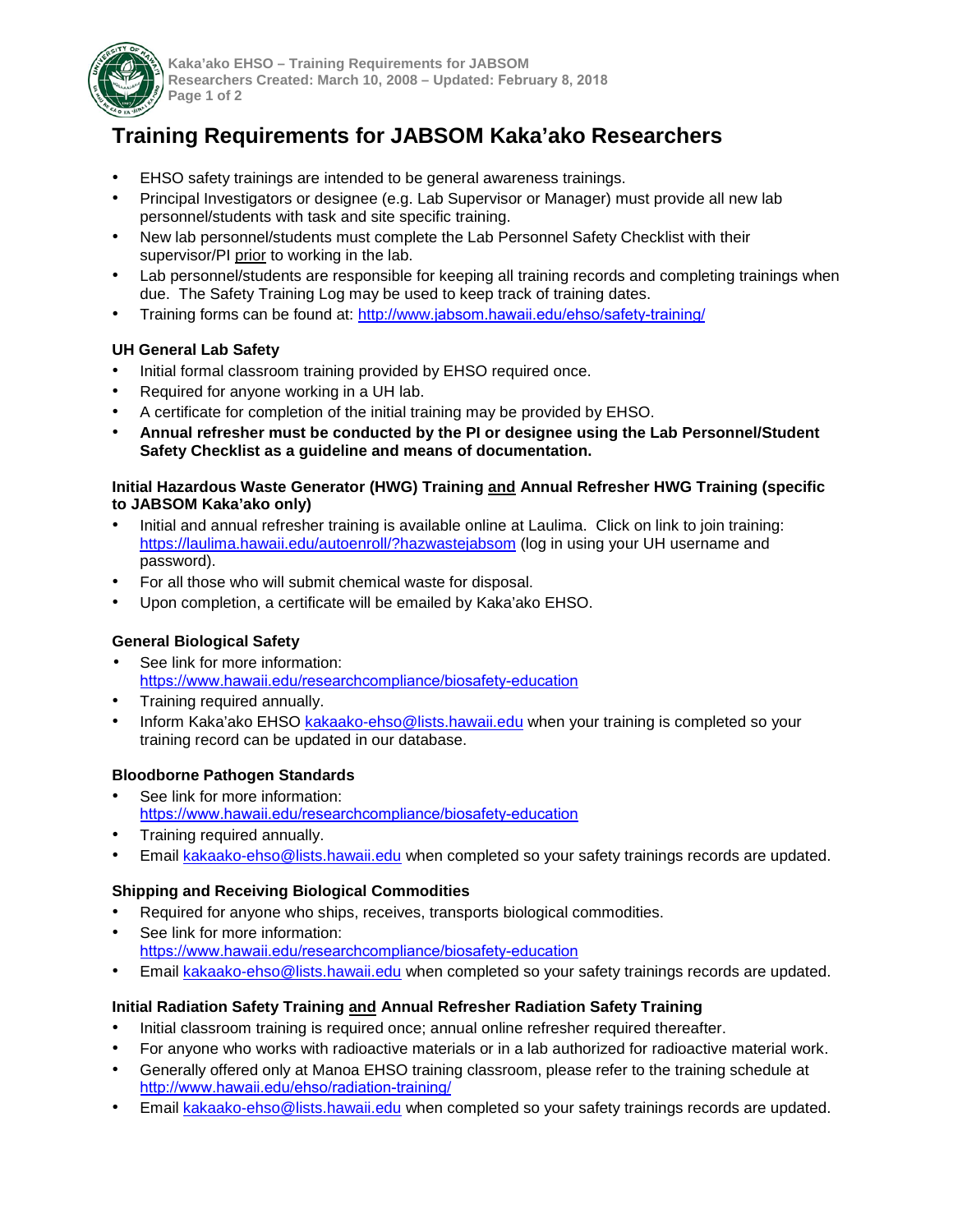# Training Requirements for JABSOM Kaka'ako Researchers

- EHSO safety trainings are intended to be general awareness trainings.
- Principal Investigators or designee (e.g. Lab Supervisor or Manager) must provide all new lab personnel/students with task and site specific training.
- New lab personnel/students must complete the Lab Personnel Safety Checklist with their supervisor/PI prior to working in the lab.
- Lab personnel/students are responsible for keeping all training records and completing trainings when due. The Safety Training Log may be used to keep track of training dates.
- Training forms can be found at: http://www.jabsom.hawaii.edu/ehso/safety-training/

### UH General Lab Safety

- Initial formal classroom training provided by EHSO required once.
- Required for anyone working in a UH lab.
- A certificate for completion of the initial training may be provided by EHSO.
- **Annual refresher must be conducted by the PI or designee using the Lab Personnel/Student Safety Checklist as a guideline and means of documentation.**

### Initial Hazardous Waste Generator (HWG) Training and Annual Refresher HWG Training (specific to JABSOM Kaka'ako only)

- Initial and annual refresher training is available online at Laulima. Click on link to join training: https://laulima.hawaii.edu/autoenroll/?hazwastejabsom (log in using your UH username and password).
- For all those who will submit chemical waste for disposal.
- Upon completion, a certificate will be emailed by Kaka'ako EHSO.

### General Biological Safety

- See link for more information: https://www.hawaii.edu/researchcompliance/biosafety-education
- Training required annually.
- Inform Kaka'ako EHSO kakaako-ehso@lists.hawaii.edu when your training is completed so your training record can be updated in our database.

### Bloodborne Pathogen Standards

- See link for more information: https://www.hawaii.edu/researchcompliance/biosafety-education
- Training required annually.
- Email kakaako-ehso@lists.hawaii.edu when completed so your safety trainings records are updated.

### Shipping and Receiving Biological Commodities

- Required for anyone who ships, receives, transports biological commodities.
- See link for more information: https://www.hawaii.edu/researchcompliance/biosafety-education
- Email kakaako-ehso@lists.hawaii.edu when completed so your safety trainings records are updated.

### Initial Radiation Safety Training and Annual Refresher Radiation Safety Training

- Initial classroom training is required once; annual online refresher required thereafter.
- For anyone who works with radioactive materials or in a lab authorized for radioactive material work.
- Generally offered only at Manoa EHSO training classroom, please refer to the training schedule at http://www.hawaii.edu/ehso/radiation-training/
- Email kakaako-ehso@lists.hawaii.edu when completed so your safety trainings records are updated.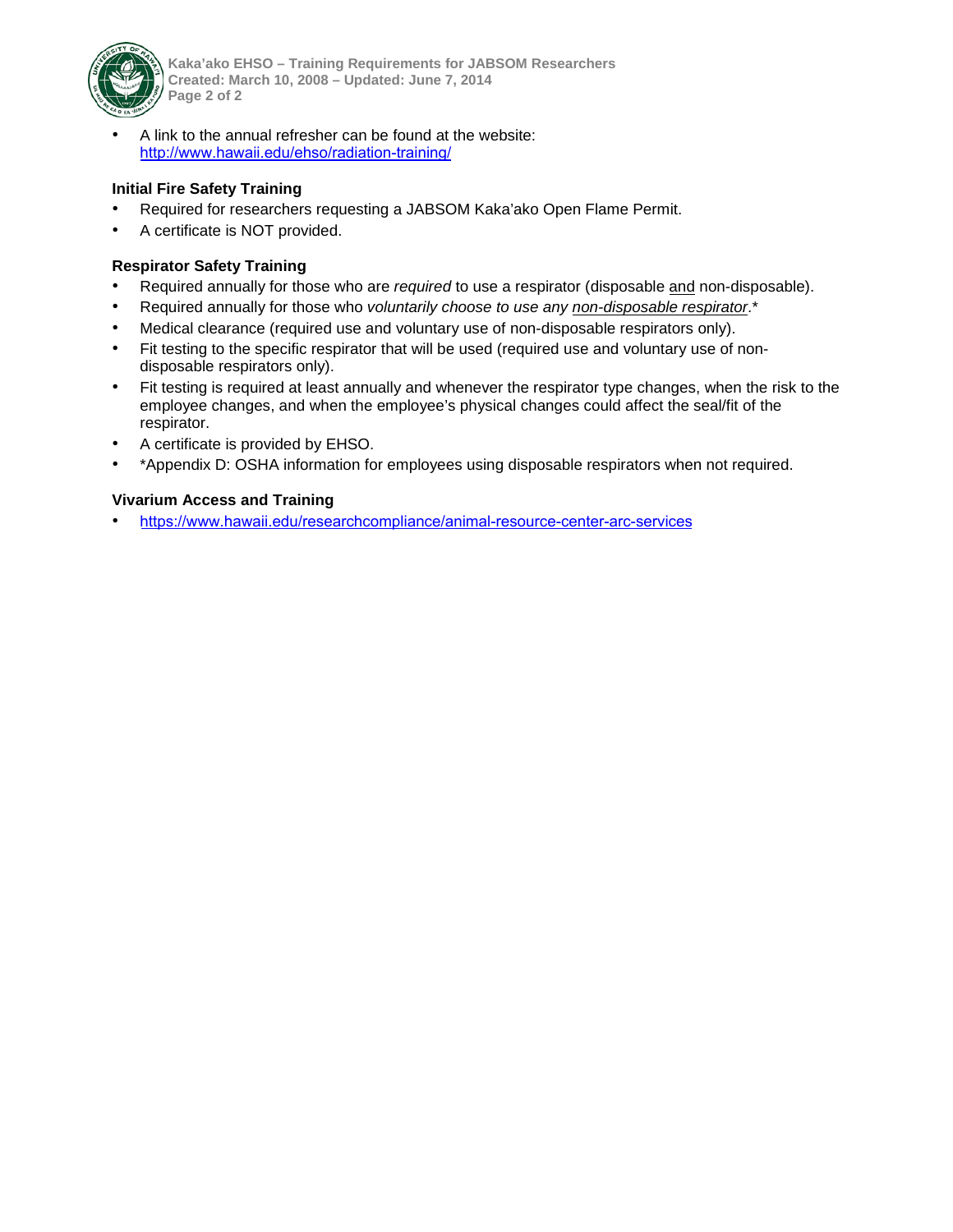- A link to the annual refresher can be found at the website: http://www.hawaii.edu/ehso/radiation-training/

**Initial Fire Safety Training**

- Required for researchers requesting a JABSOM Kaka'ako Open Flame Permit.
- A certificate is NOT provided.

**Respirator Safety Training**

- Required annually for those who are *required* to use a respirator (disposable and non-disposable).
- Required annually for those who *voluntarily choose to use any non-disposable respirator*.*
- Medical clearance (required use and voluntary use of non-disposable respirators only).
- Fit testing to the specific respirator that will be used (required use and voluntary use of non-disposable respirators only).
- Fit testing is required at least annually and whenever the respirator type changes, when the risk to the employee changes, and when the employee's physical changes could affect the seal/fit of the respirator.
- A certificate is provided by EHSO.
- *Appendix D: OSHA information for employees using disposable respirators when not required.

**Vivarium Access and Training**

- https://www.hawaii.edu/researchcompliance/animal-resource-center-arc-services